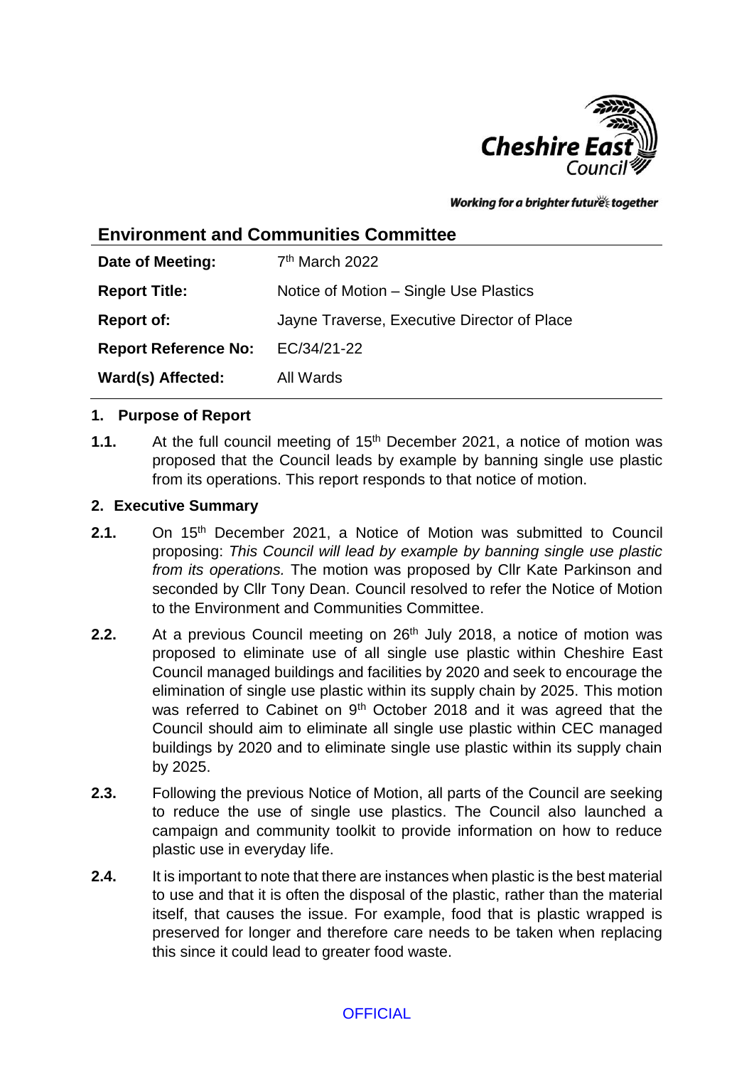Working for a brighter futures together

## Environment and Communities Committee

| | |
|---|---|
| **Date of Meeting:** | 7th March 2022 |
| **Report Title:** | Notice of Motion – Single Use Plastics |
| **Report of:** | Jayne Traverse, Executive Director of Place |
| **Report Reference No:** | EC/34/21-22 |
| **Ward(s) Affected:** | All Wards |

### 1. Purpose of Report

**1.1.** At the full council meeting of 15th December 2021, a notice of motion was proposed that the Council leads by example by banning single use plastic from its operations. This report responds to that notice of motion.

### 2. Executive Summary

**2.1.** On 15th December 2021, a Notice of Motion was submitted to Council proposing: *This Council will lead by example by banning single use plastic from its operations.* The motion was proposed by Cllr Kate Parkinson and seconded by Cllr Tony Dean. Council resolved to refer the Notice of Motion to the Environment and Communities Committee.

**2.2.** At a previous Council meeting on 26th July 2018, a notice of motion was proposed to eliminate use of all single use plastic within Cheshire East Council managed buildings and facilities by 2020 and seek to encourage the elimination of single use plastic within its supply chain by 2025. This motion was referred to Cabinet on 9th October 2018 and it was agreed that the Council should aim to eliminate all single use plastic within CEC managed buildings by 2020 and to eliminate single use plastic within its supply chain by 2025.

**2.3.** Following the previous Notice of Motion, all parts of the Council are seeking to reduce the use of single use plastics. The Council also launched a campaign and community toolkit to provide information on how to reduce plastic use in everyday life.

**2.4.** It is important to note that there are instances when plastic is the best material to use and that it is often the disposal of the plastic, rather than the material itself, that causes the issue. For example, food that is plastic wrapped is preserved for longer and therefore care needs to be taken when replacing this since it could lead to greater food waste.

OFFICIAL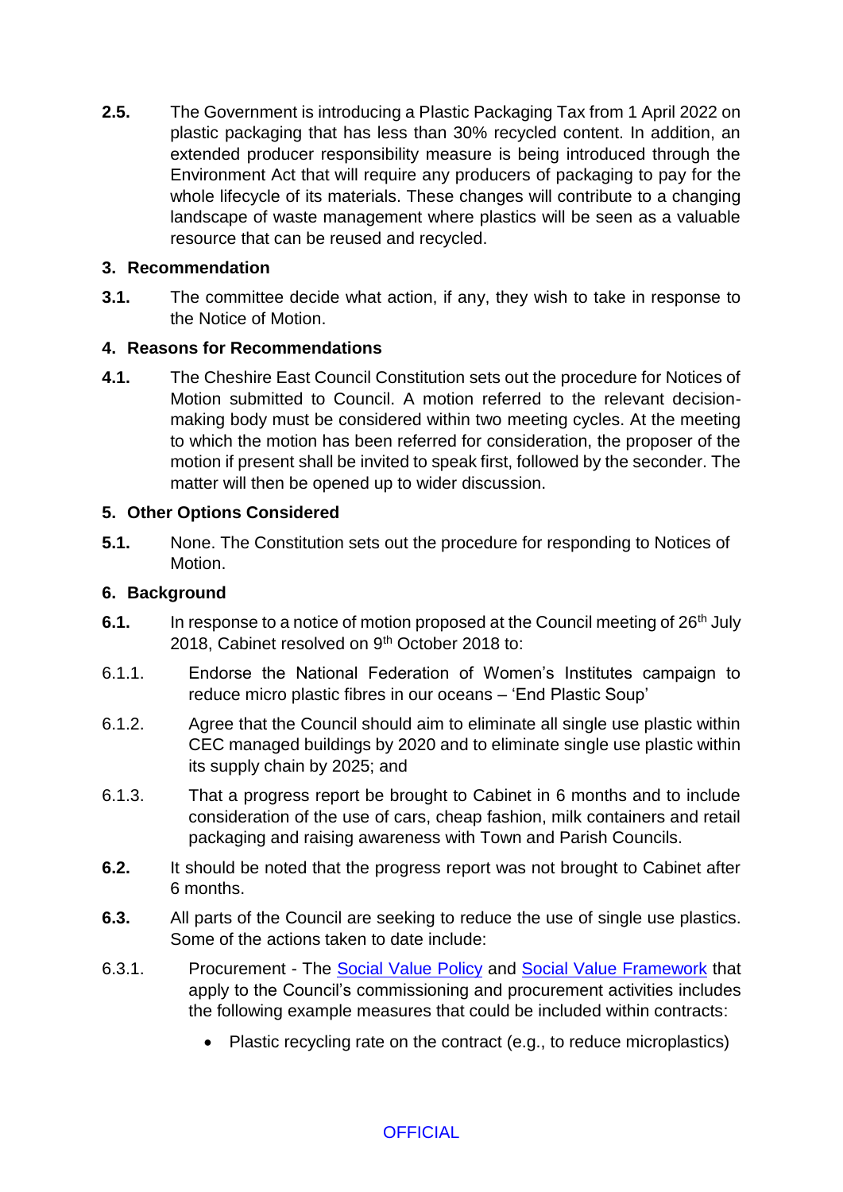**2.5.** The Government is introducing a Plastic Packaging Tax from 1 April 2022 on plastic packaging that has less than 30% recycled content. In addition, an extended producer responsibility measure is being introduced through the Environment Act that will require any producers of packaging to pay for the whole lifecycle of its materials. These changes will contribute to a changing landscape of waste management where plastics will be seen as a valuable resource that can be reused and recycled.

## 3. Recommendation

**3.1.** The committee decide what action, if any, they wish to take in response to the Notice of Motion.

## 4. Reasons for Recommendations

**4.1.** The Cheshire East Council Constitution sets out the procedure for Notices of Motion submitted to Council. A motion referred to the relevant decision-making body must be considered within two meeting cycles. At the meeting to which the motion has been referred for consideration, the proposer of the motion if present shall be invited to speak first, followed by the seconder. The matter will then be opened up to wider discussion.

## 5. Other Options Considered

**5.1.** None. The Constitution sets out the procedure for responding to Notices of Motion.

## 6. Background

**6.1.** In response to a notice of motion proposed at the Council meeting of 26th July 2018, Cabinet resolved on 9th October 2018 to:

6.1.1. Endorse the National Federation of Women's Institutes campaign to reduce micro plastic fibres in our oceans – 'End Plastic Soup'

6.1.2. Agree that the Council should aim to eliminate all single use plastic within CEC managed buildings by 2020 and to eliminate single use plastic within its supply chain by 2025; and

6.1.3. That a progress report be brought to Cabinet in 6 months and to include consideration of the use of cars, cheap fashion, milk containers and retail packaging and raising awareness with Town and Parish Councils.

**6.2.** It should be noted that the progress report was not brought to Cabinet after 6 months.

**6.3.** All parts of the Council are seeking to reduce the use of single use plastics. Some of the actions taken to date include:

6.3.1. Procurement - The Social Value Policy and Social Value Framework that apply to the Council's commissioning and procurement activities includes the following example measures that could be included within contracts:

- Plastic recycling rate on the contract (e.g., to reduce microplastics)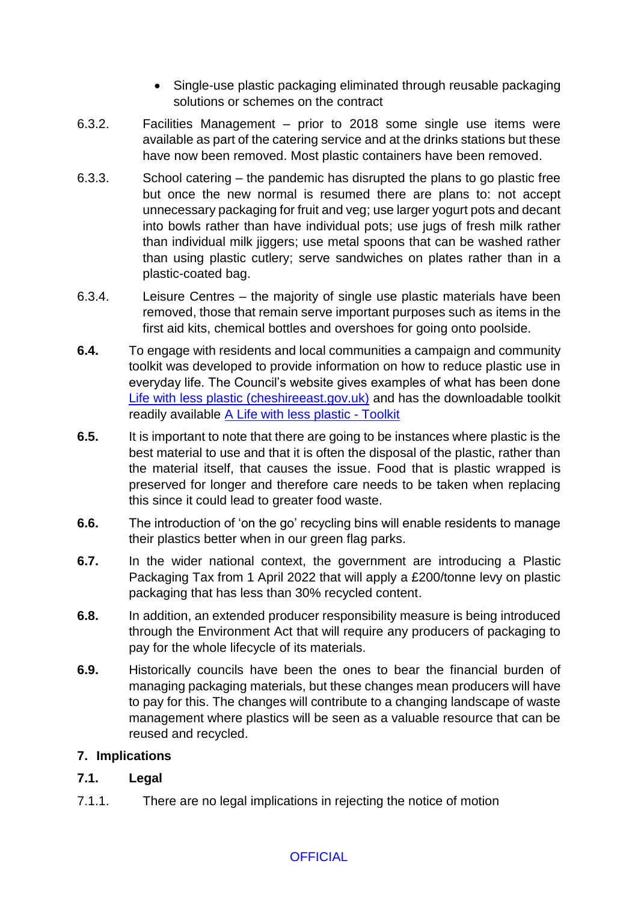- Single-use plastic packaging eliminated through reusable packaging solutions or schemes on the contract

6.3.2. Facilities Management – prior to 2018 some single use items were available as part of the catering service and at the drinks stations but these have now been removed. Most plastic containers have been removed.

6.3.3. School catering – the pandemic has disrupted the plans to go plastic free but once the new normal is resumed there are plans to: not accept unnecessary packaging for fruit and veg; use larger yogurt pots and decant into bowls rather than have individual pots; use jugs of fresh milk rather than individual milk jiggers; use metal spoons that can be washed rather than using plastic cutlery; serve sandwiches on plates rather than in a plastic-coated bag.

6.3.4. Leisure Centres – the majority of single use plastic materials have been removed, those that remain serve important purposes such as items in the first aid kits, chemical bottles and overshoes for going onto poolside.

**6.4.** To engage with residents and local communities a campaign and community toolkit was developed to provide information on how to reduce plastic use in everyday life. The Council's website gives examples of what has been done [Life with less plastic (cheshireeast.gov.uk)] and has the downloadable toolkit readily available [A Life with less plastic - Toolkit]

**6.5.** It is important to note that there are going to be instances where plastic is the best material to use and that it is often the disposal of the plastic, rather than the material itself, that causes the issue. Food that is plastic wrapped is preserved for longer and therefore care needs to be taken when replacing this since it could lead to greater food waste.

**6.6.** The introduction of 'on the go' recycling bins will enable residents to manage their plastics better when in our green flag parks.

**6.7.** In the wider national context, the government are introducing a Plastic Packaging Tax from 1 April 2022 that will apply a £200/tonne levy on plastic packaging that has less than 30% recycled content.

**6.8.** In addition, an extended producer responsibility measure is being introduced through the Environment Act that will require any producers of packaging to pay for the whole lifecycle of its materials.

**6.9.** Historically councils have been the ones to bear the financial burden of managing packaging materials, but these changes mean producers will have to pay for this. The changes will contribute to a changing landscape of waste management where plastics will be seen as a valuable resource that can be reused and recycled.

## 7. Implications

### 7.1. Legal

7.1.1. There are no legal implications in rejecting the notice of motion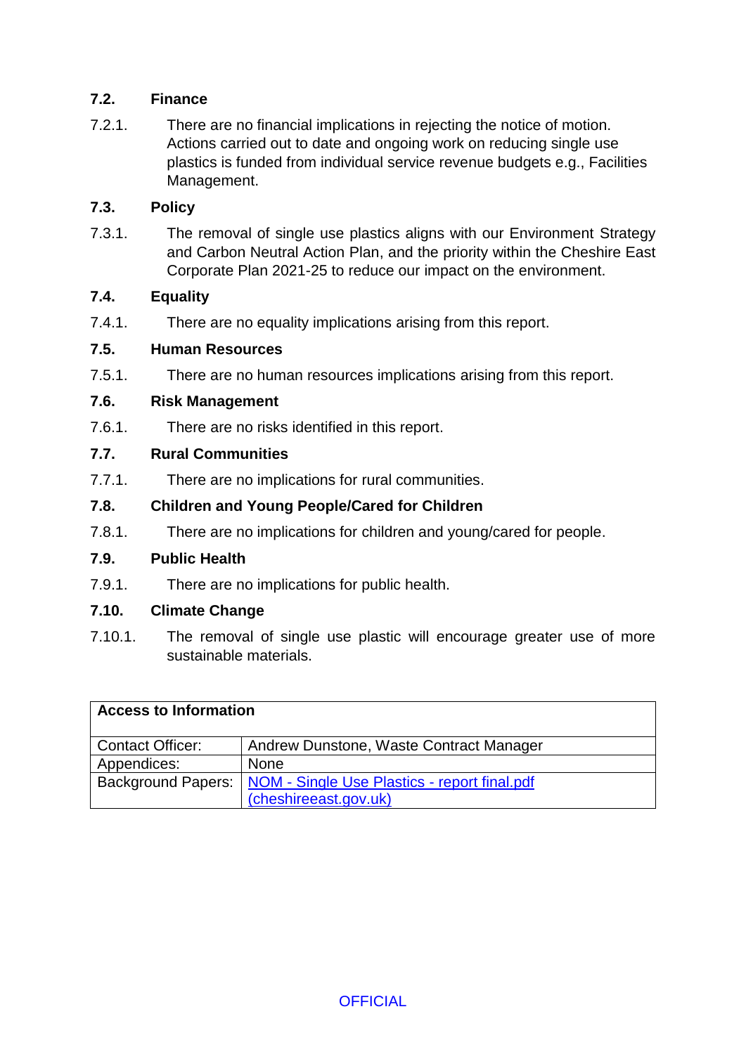### 7.2. Finance

7.2.1. There are no financial implications in rejecting the notice of motion. Actions carried out to date and ongoing work on reducing single use plastics is funded from individual service revenue budgets e.g., Facilities Management.

### 7.3. Policy

7.3.1. The removal of single use plastics aligns with our Environment Strategy and Carbon Neutral Action Plan, and the priority within the Cheshire East Corporate Plan 2021-25 to reduce our impact on the environment.

### 7.4. Equality

7.4.1. There are no equality implications arising from this report.

### 7.5. Human Resources

7.5.1. There are no human resources implications arising from this report.

### 7.6. Risk Management

7.6.1. There are no risks identified in this report.

### 7.7. Rural Communities

7.7.1. There are no implications for rural communities.

### 7.8. Children and Young People/Cared for Children

7.8.1. There are no implications for children and young/cared for people.

### 7.9. Public Health

7.9.1. There are no implications for public health.

### 7.10. Climate Change

7.10.1. The removal of single use plastic will encourage greater use of more sustainable materials.

| **Access to Information** | |
|---|---|
| Contact Officer: | Andrew Dunstone, Waste Contract Manager |
| Appendices: | None |
| Background Papers: | NOM - Single Use Plastics - report final.pdf (cheshireeast.gov.uk) |

OFFICIAL